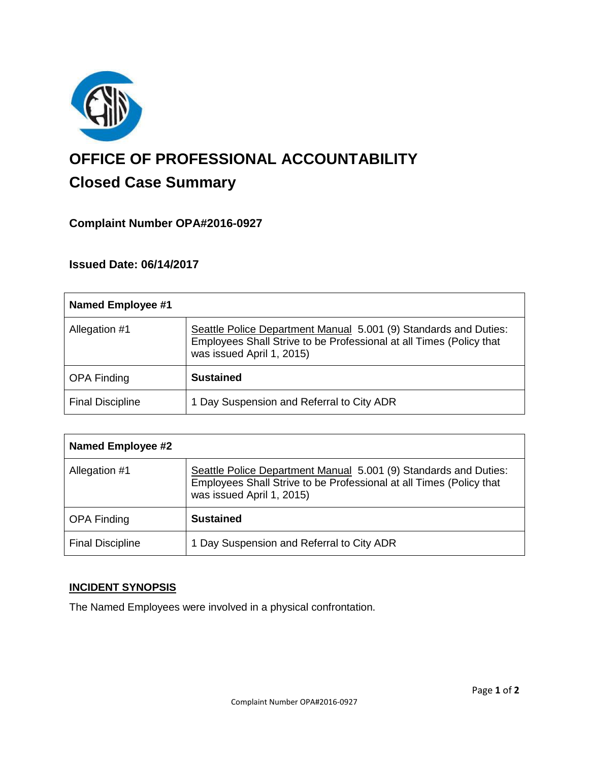# OFFICE OF PROFESSIONAL ACCOUNTABILITY

## Closed Case Summary

### Complaint Number OPA#2016-0927

### Issued Date: 06/14/2017

| **Named Employee #1** | |
|---|---|
| Allegation #1 | Seattle Police Department Manual 5.001 (9) Standards and Duties: Employees Shall Strive to be Professional at all Times (Policy that was issued April 1, 2015) |
| OPA Finding | **Sustained** |
| Final Discipline | 1 Day Suspension and Referral to City ADR |

| **Named Employee #2** | |
|---|---|
| Allegation #1 | Seattle Police Department Manual 5.001 (9) Standards and Duties: Employees Shall Strive to be Professional at all Times (Policy that was issued April 1, 2015) |
| OPA Finding | **Sustained** |
| Final Discipline | 1 Day Suspension and Referral to City ADR |

**INCIDENT SYNOPSIS**

The Named Employees were involved in a physical confrontation.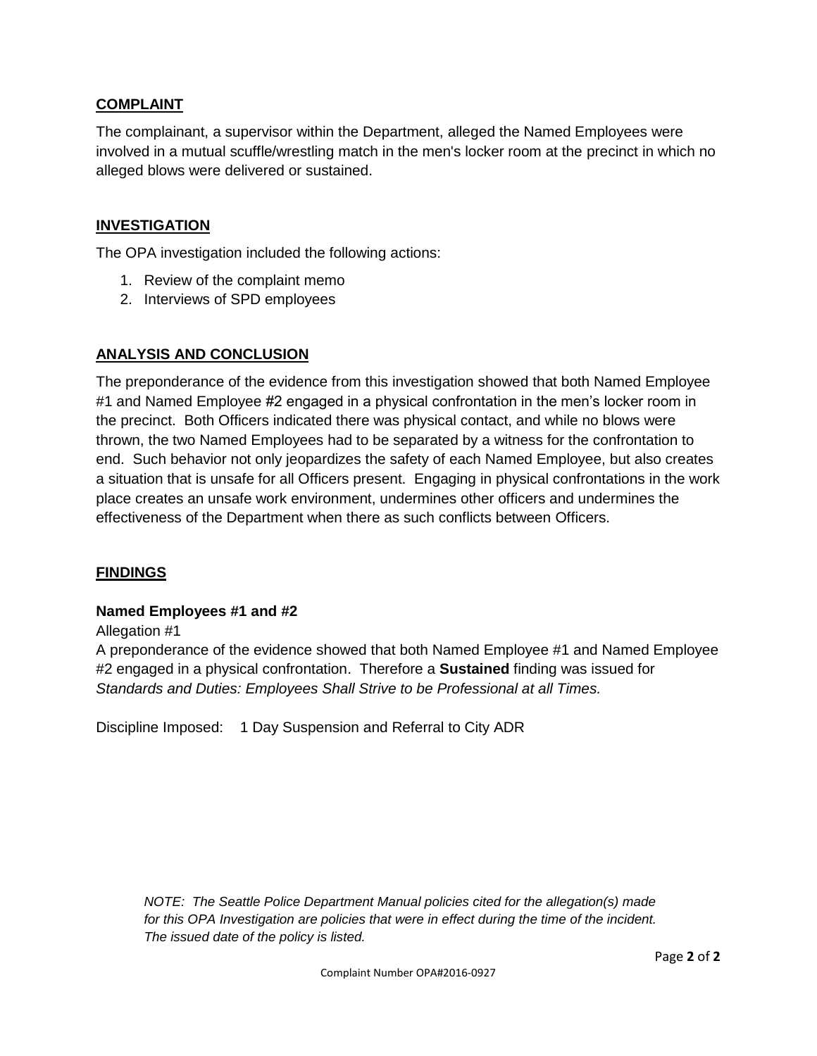## COMPLAINT

The complainant, a supervisor within the Department, alleged the Named Employees were involved in a mutual scuffle/wrestling match in the men's locker room at the precinct in which no alleged blows were delivered or sustained.

## INVESTIGATION

The OPA investigation included the following actions:

1. Review of the complaint memo
2. Interviews of SPD employees

## ANALYSIS AND CONCLUSION

The preponderance of the evidence from this investigation showed that both Named Employee #1 and Named Employee #2 engaged in a physical confrontation in the men's locker room in the precinct. Both Officers indicated there was physical contact, and while no blows were thrown, the two Named Employees had to be separated by a witness for the confrontation to end. Such behavior not only jeopardizes the safety of each Named Employee, but also creates a situation that is unsafe for all Officers present. Engaging in physical confrontations in the work place creates an unsafe work environment, undermines other officers and undermines the effectiveness of the Department when there as such conflicts between Officers.

## FINDINGS

**Named Employees #1 and #2**

Allegation #1

A preponderance of the evidence showed that both Named Employee #1 and Named Employee #2 engaged in a physical confrontation. Therefore a **Sustained** finding was issued for *Standards and Duties: Employees Shall Strive to be Professional at all Times.*

Discipline Imposed: 1 Day Suspension and Referral to City ADR

*NOTE: The Seattle Police Department Manual policies cited for the allegation(s) made for this OPA Investigation are policies that were in effect during the time of the incident. The issued date of the policy is listed.*

Complaint Number OPA#2016-0927